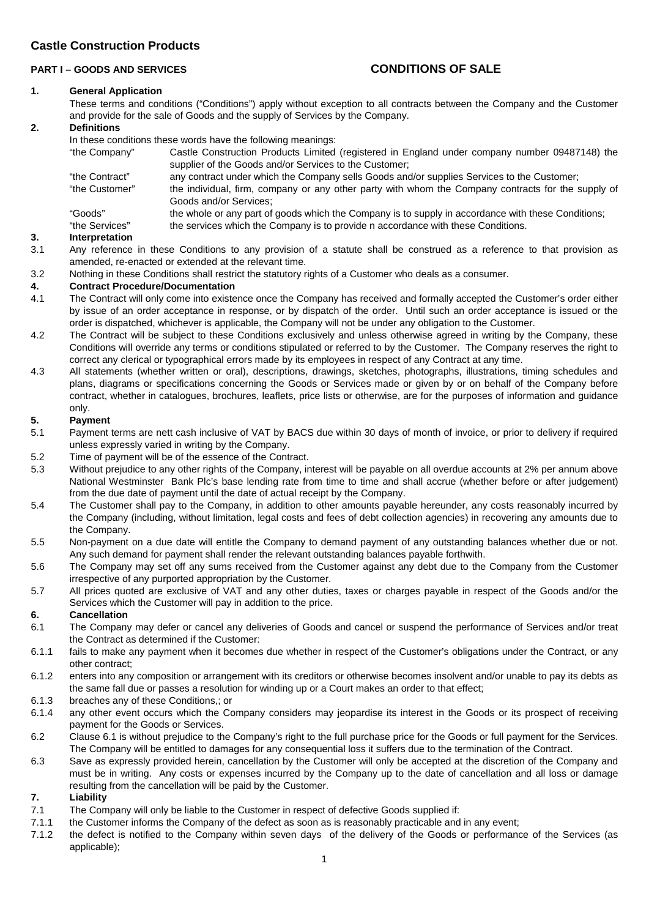# Castle Construction Products

**PART I – GOODS AND SERVICES** **CONDITIONS OF SALE**

**1. General Application**

These terms and conditions ("Conditions") apply without exception to all contracts between the Company and the Customer and provide for the sale of Goods and the supply of Services by the Company.

**2. Definitions**

In these conditions these words have the following meanings:

| | |
|---|---|
| "the Company" | Castle Construction Products Limited (registered in England under company number 09487148) the supplier of the Goods and/or Services to the Customer; |
| "the Contract" | any contract under which the Company sells Goods and/or supplies Services to the Customer; |
| "the Customer" | the individual, firm, company or any other party with whom the Company contracts for the supply of Goods and/or Services; |
| "Goods" | the whole or any part of goods which the Company is to supply in accordance with these Conditions; |
| "the Services" | the services which the Company is to provide n accordance with these Conditions. |

**3. Interpretation**

3.1 Any reference in these Conditions to any provision of a statute shall be construed as a reference to that provision as amended, re-enacted or extended at the relevant time.

3.2 Nothing in these Conditions shall restrict the statutory rights of a Customer who deals as a consumer.

**4. Contract Procedure/Documentation**

4.1 The Contract will only come into existence once the Company has received and formally accepted the Customer's order either by issue of an order acceptance in response, or by dispatch of the order. Until such an order acceptance is issued or the order is dispatched, whichever is applicable, the Company will not be under any obligation to the Customer.

4.2 The Contract will be subject to these Conditions exclusively and unless otherwise agreed in writing by the Company, these Conditions will override any terms or conditions stipulated or referred to by the Customer. The Company reserves the right to correct any clerical or typographical errors made by its employees in respect of any Contract at any time.

4.3 All statements (whether written or oral), descriptions, drawings, sketches, photographs, illustrations, timing schedules and plans, diagrams or specifications concerning the Goods or Services made or given by or on behalf of the Company before contract, whether in catalogues, brochures, leaflets, price lists or otherwise, are for the purposes of information and guidance only.

**5. Payment**

5.1 Payment terms are nett cash inclusive of VAT by BACS due within 30 days of month of invoice, or prior to delivery if required unless expressly varied in writing by the Company.

5.2 Time of payment will be of the essence of the Contract.

5.3 Without prejudice to any other rights of the Company, interest will be payable on all overdue accounts at 2% per annum above National Westminster Bank Plc's base lending rate from time to time and shall accrue (whether before or after judgement) from the due date of payment until the date of actual receipt by the Company.

5.4 The Customer shall pay to the Company, in addition to other amounts payable hereunder, any costs reasonably incurred by the Company (including, without limitation, legal costs and fees of debt collection agencies) in recovering any amounts due to the Company.

5.5 Non-payment on a due date will entitle the Company to demand payment of any outstanding balances whether due or not. Any such demand for payment shall render the relevant outstanding balances payable forthwith.

5.6 The Company may set off any sums received from the Customer against any debt due to the Company from the Customer irrespective of any purported appropriation by the Customer.

5.7 All prices quoted are exclusive of VAT and any other duties, taxes or charges payable in respect of the Goods and/or the Services which the Customer will pay in addition to the price.

**6. Cancellation**

6.1 The Company may defer or cancel any deliveries of Goods and cancel or suspend the performance of Services and/or treat the Contract as determined if the Customer:

6.1.1 fails to make any payment when it becomes due whether in respect of the Customer's obligations under the Contract, or any other contract;

6.1.2 enters into any composition or arrangement with its creditors or otherwise becomes insolvent and/or unable to pay its debts as the same fall due or passes a resolution for winding up or a Court makes an order to that effect;

6.1.3 breaches any of these Conditions,; or

6.1.4 any other event occurs which the Company considers may jeopardise its interest in the Goods or its prospect of receiving payment for the Goods or Services.

6.2 Clause 6.1 is without prejudice to the Company's right to the full purchase price for the Goods or full payment for the Services. The Company will be entitled to damages for any consequential loss it suffers due to the termination of the Contract.

6.3 Save as expressly provided herein, cancellation by the Customer will only be accepted at the discretion of the Company and must be in writing. Any costs or expenses incurred by the Company up to the date of cancellation and all loss or damage resulting from the cancellation will be paid by the Customer.

**7. Liability**

7.1 The Company will only be liable to the Customer in respect of defective Goods supplied if:

7.1.1 the Customer informs the Company of the defect as soon as is reasonably practicable and in any event;

7.1.2 the defect is notified to the Company within seven days of the delivery of the Goods or performance of the Services (as applicable);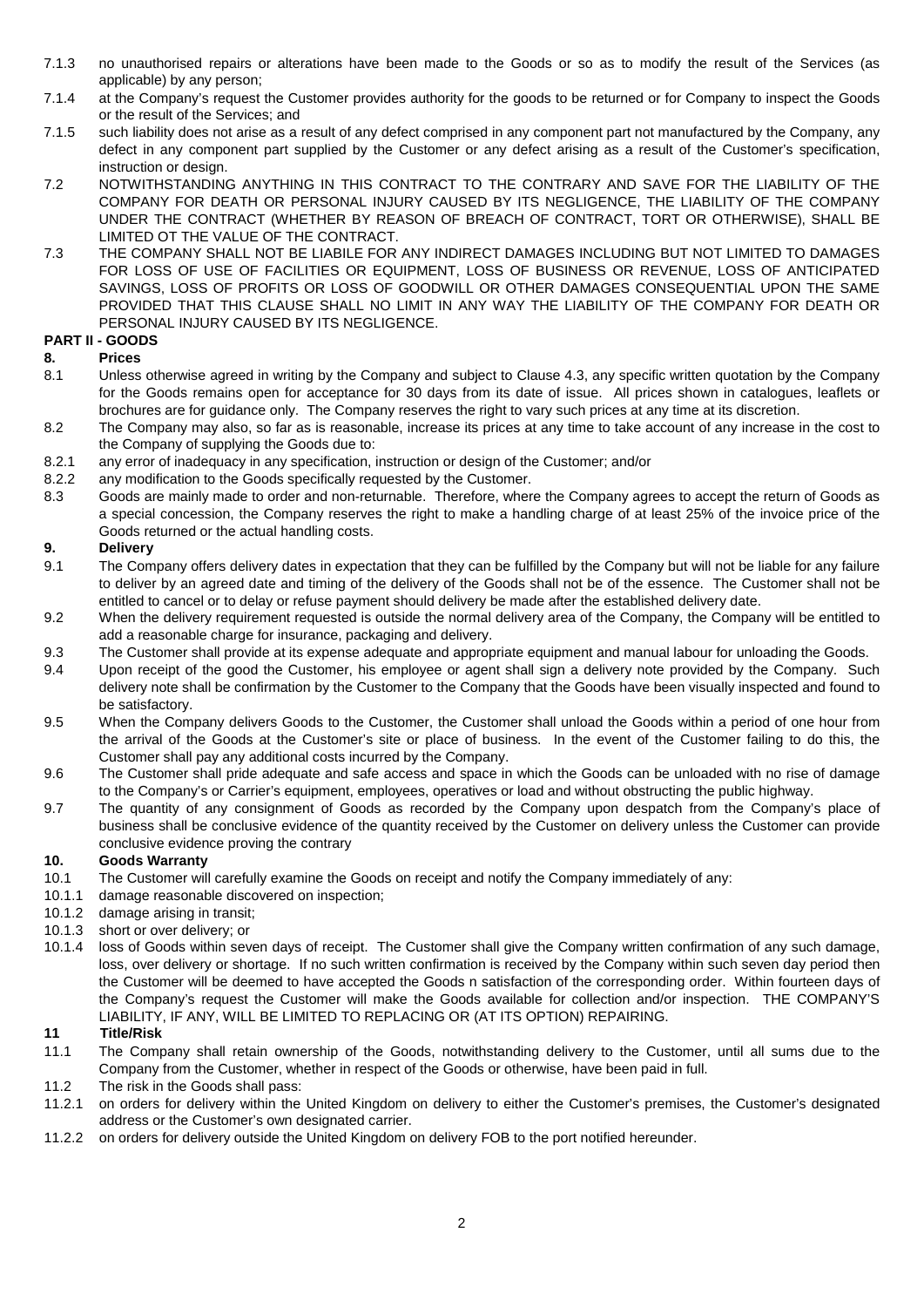7.1.3 no unauthorised repairs or alterations have been made to the Goods or so as to modify the result of the Services (as applicable) by any person;

7.1.4 at the Company's request the Customer provides authority for the goods to be returned or for Company to inspect the Goods or the result of the Services; and

7.1.5 such liability does not arise as a result of any defect comprised in any component part not manufactured by the Company, any defect in any component part supplied by the Customer or any defect arising as a result of the Customer's specification, instruction or design.

7.2 NOTWITHSTANDING ANYTHING IN THIS CONTRACT TO THE CONTRARY AND SAVE FOR THE LIABILITY OF THE COMPANY FOR DEATH OR PERSONAL INJURY CAUSED BY ITS NEGLIGENCE, THE LIABILITY OF THE COMPANY UNDER THE CONTRACT (WHETHER BY REASON OF BREACH OF CONTRACT, TORT OR OTHERWISE), SHALL BE LIMITED OT THE VALUE OF THE CONTRACT.

7.3 THE COMPANY SHALL NOT BE LIABILE FOR ANY INDIRECT DAMAGES INCLUDING BUT NOT LIMITED TO DAMAGES FOR LOSS OF USE OF FACILITIES OR EQUIPMENT, LOSS OF BUSINESS OR REVENUE, LOSS OF ANTICIPATED SAVINGS, LOSS OF PROFITS OR LOSS OF GOODWILL OR OTHER DAMAGES CONSEQUENTIAL UPON THE SAME PROVIDED THAT THIS CLAUSE SHALL NO LIMIT IN ANY WAY THE LIABILITY OF THE COMPANY FOR DEATH OR PERSONAL INJURY CAUSED BY ITS NEGLIGENCE.

## PART II - GOODS

### 8. Prices

8.1 Unless otherwise agreed in writing by the Company and subject to Clause 4.3, any specific written quotation by the Company for the Goods remains open for acceptance for 30 days from its date of issue. All prices shown in catalogues, leaflets or brochures are for guidance only. The Company reserves the right to vary such prices at any time at its discretion.

8.2 The Company may also, so far as is reasonable, increase its prices at any time to take account of any increase in the cost to the Company of supplying the Goods due to:

8.2.1 any error of inadequacy in any specification, instruction or design of the Customer; and/or

8.2.2 any modification to the Goods specifically requested by the Customer.

8.3 Goods are mainly made to order and non-returnable. Therefore, where the Company agrees to accept the return of Goods as a special concession, the Company reserves the right to make a handling charge of at least 25% of the invoice price of the Goods returned or the actual handling costs.

### 9. Delivery

9.1 The Company offers delivery dates in expectation that they can be fulfilled by the Company but will not be liable for any failure to deliver by an agreed date and timing of the delivery of the Goods shall not be of the essence. The Customer shall not be entitled to cancel or to delay or refuse payment should delivery be made after the established delivery date.

9.2 When the delivery requirement requested is outside the normal delivery area of the Company, the Company will be entitled to add a reasonable charge for insurance, packaging and delivery.

9.3 The Customer shall provide at its expense adequate and appropriate equipment and manual labour for unloading the Goods.

9.4 Upon receipt of the good the Customer, his employee or agent shall sign a delivery note provided by the Company. Such delivery note shall be confirmation by the Customer to the Company that the Goods have been visually inspected and found to be satisfactory.

9.5 When the Company delivers Goods to the Customer, the Customer shall unload the Goods within a period of one hour from the arrival of the Goods at the Customer's site or place of business. In the event of the Customer failing to do this, the Customer shall pay any additional costs incurred by the Company.

9.6 The Customer shall pride adequate and safe access and space in which the Goods can be unloaded with no rise of damage to the Company's or Carrier's equipment, employees, operatives or load and without obstructing the public highway.

9.7 The quantity of any consignment of Goods as recorded by the Company upon despatch from the Company's place of business shall be conclusive evidence of the quantity received by the Customer on delivery unless the Customer can provide conclusive evidence proving the contrary

### 10. Goods Warranty

10.1 The Customer will carefully examine the Goods on receipt and notify the Company immediately of any:

10.1.1 damage reasonable discovered on inspection;

10.1.2 damage arising in transit;

10.1.3 short or over delivery; or

10.1.4 loss of Goods within seven days of receipt. The Customer shall give the Company written confirmation of any such damage, loss, over delivery or shortage. If no such written confirmation is received by the Company within such seven day period then the Customer will be deemed to have accepted the Goods n satisfaction of the corresponding order. Within fourteen days of the Company's request the Customer will make the Goods available for collection and/or inspection. THE COMPANY'S LIABILITY, IF ANY, WILL BE LIMITED TO REPLACING OR (AT ITS OPTION) REPAIRING.

### 11 Title/Risk

11.1 The Company shall retain ownership of the Goods, notwithstanding delivery to the Customer, until all sums due to the Company from the Customer, whether in respect of the Goods or otherwise, have been paid in full.

11.2 The risk in the Goods shall pass:

11.2.1 on orders for delivery within the United Kingdom on delivery to either the Customer's premises, the Customer's designated address or the Customer's own designated carrier.

11.2.2 on orders for delivery outside the United Kingdom on delivery FOB to the port notified hereunder.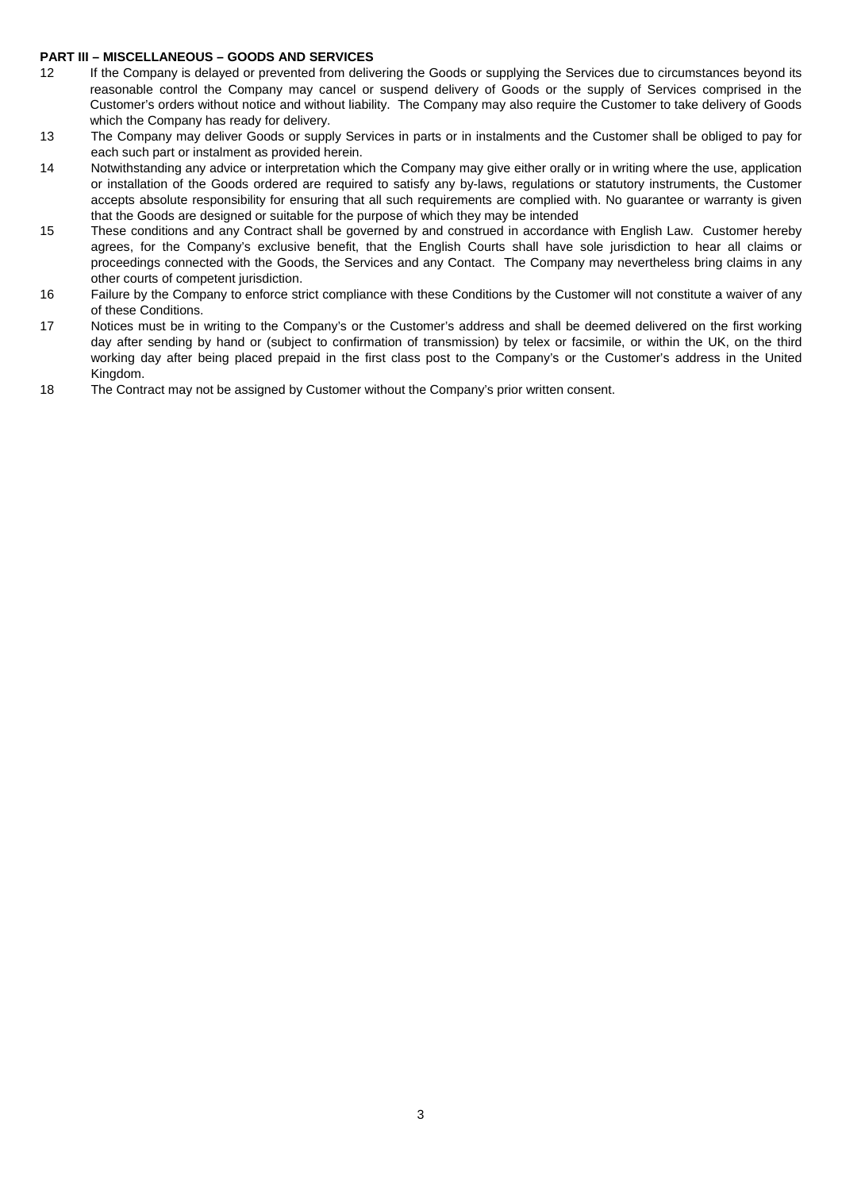**PART III – MISCELLANEOUS – GOODS AND SERVICES**

12 If the Company is delayed or prevented from delivering the Goods or supplying the Services due to circumstances beyond its reasonable control the Company may cancel or suspend delivery of Goods or the supply of Services comprised in the Customer's orders without notice and without liability. The Company may also require the Customer to take delivery of Goods which the Company has ready for delivery.

13 The Company may deliver Goods or supply Services in parts or in instalments and the Customer shall be obliged to pay for each such part or instalment as provided herein.

14 Notwithstanding any advice or interpretation which the Company may give either orally or in writing where the use, application or installation of the Goods ordered are required to satisfy any by-laws, regulations or statutory instruments, the Customer accepts absolute responsibility for ensuring that all such requirements are complied with. No guarantee or warranty is given that the Goods are designed or suitable for the purpose of which they may be intended

15 These conditions and any Contract shall be governed by and construed in accordance with English Law. Customer hereby agrees, for the Company's exclusive benefit, that the English Courts shall have sole jurisdiction to hear all claims or proceedings connected with the Goods, the Services and any Contact. The Company may nevertheless bring claims in any other courts of competent jurisdiction.

16 Failure by the Company to enforce strict compliance with these Conditions by the Customer will not constitute a waiver of any of these Conditions.

17 Notices must be in writing to the Company's or the Customer's address and shall be deemed delivered on the first working day after sending by hand or (subject to confirmation of transmission) by telex or facsimile, or within the UK, on the third working day after being placed prepaid in the first class post to the Company's or the Customer's address in the United Kingdom.

18 The Contract may not be assigned by Customer without the Company's prior written consent.